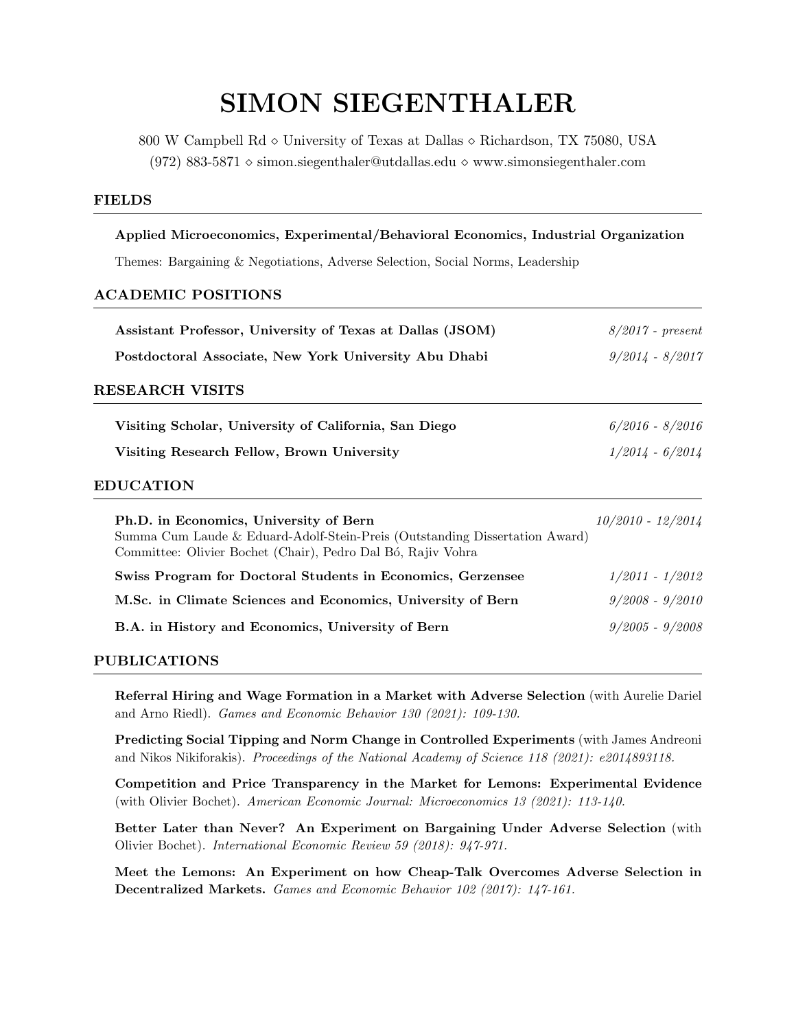# SIMON SIEGENTHALER

800 W Campbell Rd ⋄ University of Texas at Dallas ⋄ Richardson, TX 75080, USA
(972) 883-5871 ⋄ simon.siegenthaler@utdallas.edu ⋄ www.simonsiegenthaler.com

## FIELDS

**Applied Microeconomics, Experimental/Behavioral Economics, Industrial Organization**

Themes: Bargaining & Negotiations, Adverse Selection, Social Norms, Leadership

## ACADEMIC POSITIONS

**Assistant Professor, University of Texas at Dallas (JSOM)** *8/2017 - present*

**Postdoctoral Associate, New York University Abu Dhabi** *9/2014 - 8/2017*

## RESEARCH VISITS

**Visiting Scholar, University of California, San Diego** *6/2016 - 8/2016*

**Visiting Research Fellow, Brown University** *1/2014 - 6/2014*

## EDUCATION

**Ph.D. in Economics, University of Bern** *10/2010 - 12/2014*
Summa Cum Laude & Eduard-Adolf-Stein-Preis (Outstanding Dissertation Award)
Committee: Olivier Bochet (Chair), Pedro Dal Bó, Rajiv Vohra

**Swiss Program for Doctoral Students in Economics, Gerzensee** *1/2011 - 1/2012*

**M.Sc. in Climate Sciences and Economics, University of Bern** *9/2008 - 9/2010*

**B.A. in History and Economics, University of Bern** *9/2005 - 9/2008*

## PUBLICATIONS

**Referral Hiring and Wage Formation in a Market with Adverse Selection** (with Aurelie Dariel and Arno Riedl). *Games and Economic Behavior 130 (2021): 109-130.*

**Predicting Social Tipping and Norm Change in Controlled Experiments** (with James Andreoni and Nikos Nikiforakis). *Proceedings of the National Academy of Science 118 (2021): e2014893118.*

**Competition and Price Transparency in the Market for Lemons: Experimental Evidence** (with Olivier Bochet). *American Economic Journal: Microeconomics 13 (2021): 113-140.*

**Better Later than Never? An Experiment on Bargaining Under Adverse Selection** (with Olivier Bochet). *International Economic Review 59 (2018): 947-971.*

**Meet the Lemons: An Experiment on how Cheap-Talk Overcomes Adverse Selection in Decentralized Markets.** *Games and Economic Behavior 102 (2017): 147-161.*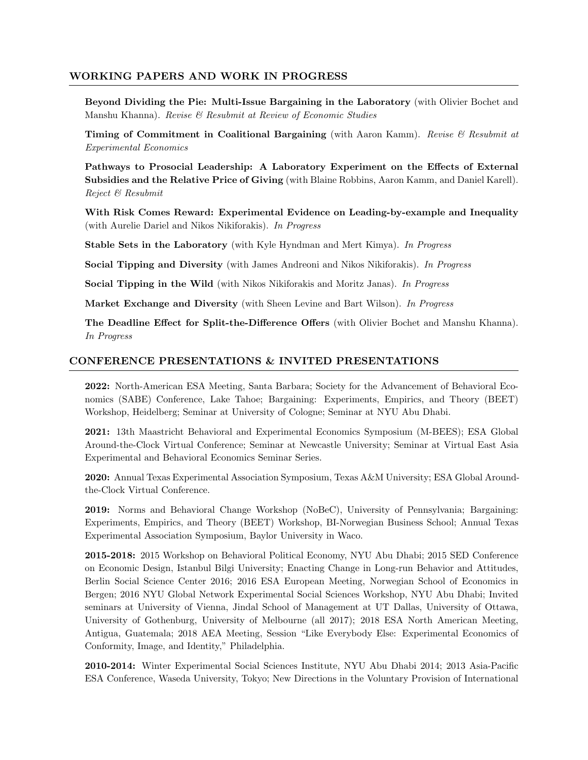## WORKING PAPERS AND WORK IN PROGRESS

**Beyond Dividing the Pie: Multi-Issue Bargaining in the Laboratory** (with Olivier Bochet and Manshu Khanna). *Revise & Resubmit at Review of Economic Studies*

**Timing of Commitment in Coalitional Bargaining** (with Aaron Kamm). *Revise & Resubmit at Experimental Economics*

**Pathways to Prosocial Leadership: A Laboratory Experiment on the Effects of External Subsidies and the Relative Price of Giving** (with Blaine Robbins, Aaron Kamm, and Daniel Karell). *Reject & Resubmit*

**With Risk Comes Reward: Experimental Evidence on Leading-by-example and Inequality** (with Aurelie Dariel and Nikos Nikiforakis). *In Progress*

**Stable Sets in the Laboratory** (with Kyle Hyndman and Mert Kimya). *In Progress*

**Social Tipping and Diversity** (with James Andreoni and Nikos Nikiforakis). *In Progress*

**Social Tipping in the Wild** (with Nikos Nikiforakis and Moritz Janas). *In Progress*

**Market Exchange and Diversity** (with Sheen Levine and Bart Wilson). *In Progress*

**The Deadline Effect for Split-the-Difference Offers** (with Olivier Bochet and Manshu Khanna). *In Progress*

## CONFERENCE PRESENTATIONS & INVITED PRESENTATIONS

**2022:** North-American ESA Meeting, Santa Barbara; Society for the Advancement of Behavioral Economics (SABE) Conference, Lake Tahoe; Bargaining: Experiments, Empirics, and Theory (BEET) Workshop, Heidelberg; Seminar at University of Cologne; Seminar at NYU Abu Dhabi.

**2021:** 13th Maastricht Behavioral and Experimental Economics Symposium (M-BEES); ESA Global Around-the-Clock Virtual Conference; Seminar at Newcastle University; Seminar at Virtual East Asia Experimental and Behavioral Economics Seminar Series.

**2020:** Annual Texas Experimental Association Symposium, Texas A&M University; ESA Global Around-the-Clock Virtual Conference.

**2019:** Norms and Behavioral Change Workshop (NoBeC), University of Pennsylvania; Bargaining: Experiments, Empirics, and Theory (BEET) Workshop, BI-Norwegian Business School; Annual Texas Experimental Association Symposium, Baylor University in Waco.

**2015-2018:** 2015 Workshop on Behavioral Political Economy, NYU Abu Dhabi; 2015 SED Conference on Economic Design, Istanbul Bilgi University; Enacting Change in Long-run Behavior and Attitudes, Berlin Social Science Center 2016; 2016 ESA European Meeting, Norwegian School of Economics in Bergen; 2016 NYU Global Network Experimental Social Sciences Workshop, NYU Abu Dhabi; Invited seminars at University of Vienna, Jindal School of Management at UT Dallas, University of Ottawa, University of Gothenburg, University of Melbourne (all 2017); 2018 ESA North American Meeting, Antigua, Guatemala; 2018 AEA Meeting, Session "Like Everybody Else: Experimental Economics of Conformity, Image, and Identity," Philadelphia.

**2010-2014:** Winter Experimental Social Sciences Institute, NYU Abu Dhabi 2014; 2013 Asia-Pacific ESA Conference, Waseda University, Tokyo; New Directions in the Voluntary Provision of International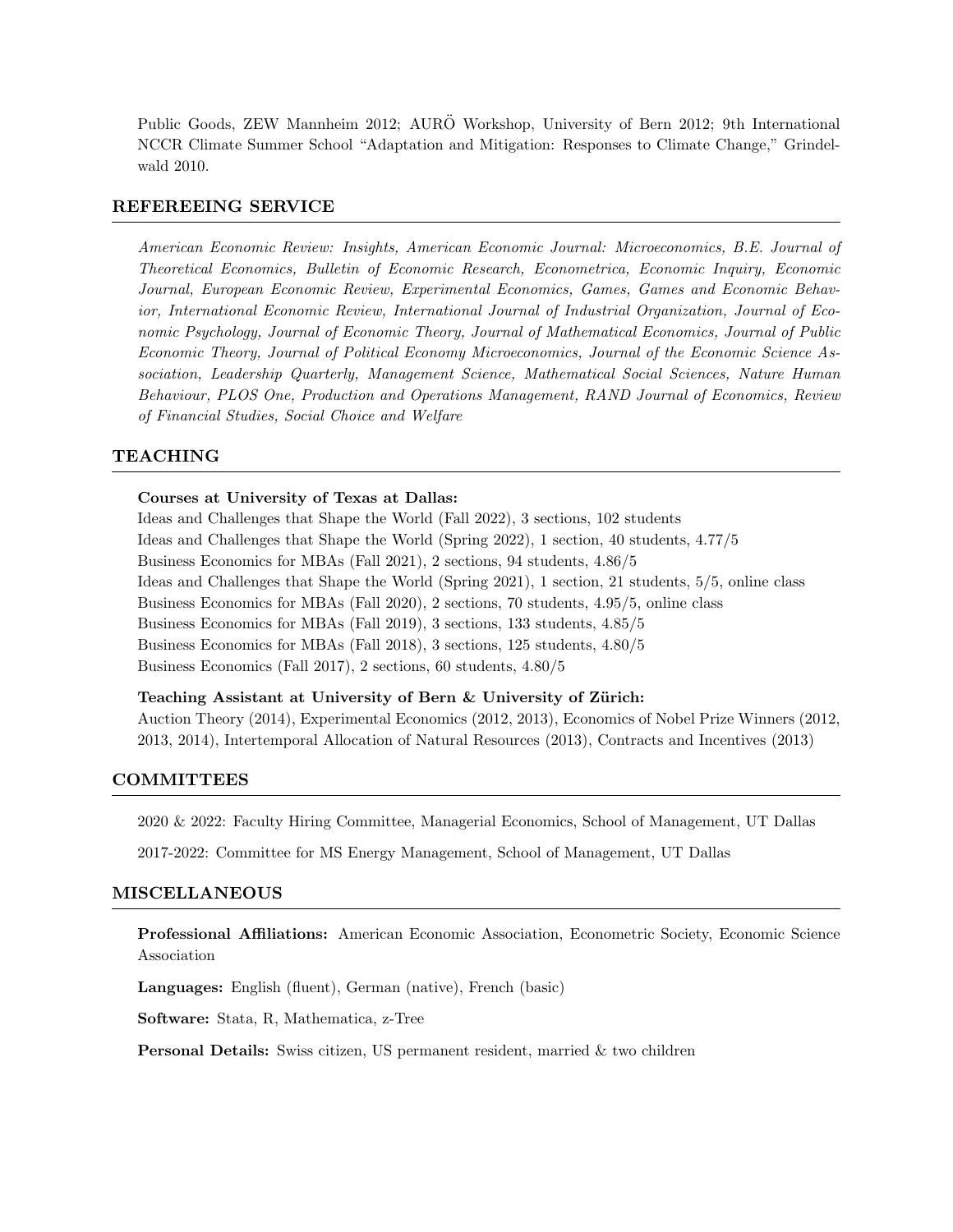Public Goods, ZEW Mannheim 2012; AURÖ Workshop, University of Bern 2012; 9th International NCCR Climate Summer School "Adaptation and Mitigation: Responses to Climate Change," Grindelwald 2010.

## REFEREEING SERVICE

*American Economic Review: Insights, American Economic Journal: Microeconomics, B.E. Journal of Theoretical Economics, Bulletin of Economic Research, Econometrica, Economic Inquiry, Economic Journal, European Economic Review, Experimental Economics, Games, Games and Economic Behavior, International Economic Review, International Journal of Industrial Organization, Journal of Economic Psychology, Journal of Economic Theory, Journal of Mathematical Economics, Journal of Public Economic Theory, Journal of Political Economy Microeconomics, Journal of the Economic Science Association, Leadership Quarterly, Management Science, Mathematical Social Sciences, Nature Human Behaviour, PLOS One, Production and Operations Management, RAND Journal of Economics, Review of Financial Studies, Social Choice and Welfare*

## TEACHING

**Courses at University of Texas at Dallas:**
Ideas and Challenges that Shape the World (Fall 2022), 3 sections, 102 students
Ideas and Challenges that Shape the World (Spring 2022), 1 section, 40 students, 4.77/5
Business Economics for MBAs (Fall 2021), 2 sections, 94 students, 4.86/5
Ideas and Challenges that Shape the World (Spring 2021), 1 section, 21 students, 5/5, online class
Business Economics for MBAs (Fall 2020), 2 sections, 70 students, 4.95/5, online class
Business Economics for MBAs (Fall 2019), 3 sections, 133 students, 4.85/5
Business Economics for MBAs (Fall 2018), 3 sections, 125 students, 4.80/5
Business Economics (Fall 2017), 2 sections, 60 students, 4.80/5

**Teaching Assistant at University of Bern & University of Zürich:**
Auction Theory (2014), Experimental Economics (2012, 2013), Economics of Nobel Prize Winners (2012, 2013, 2014), Intertemporal Allocation of Natural Resources (2013), Contracts and Incentives (2013)

## COMMITTEES

2020 & 2022: Faculty Hiring Committee, Managerial Economics, School of Management, UT Dallas

2017-2022: Committee for MS Energy Management, School of Management, UT Dallas

## MISCELLANEOUS

**Professional Affiliations:** American Economic Association, Econometric Society, Economic Science Association

**Languages:** English (fluent), German (native), French (basic)

**Software:** Stata, R, Mathematica, z-Tree

**Personal Details:** Swiss citizen, US permanent resident, married & two children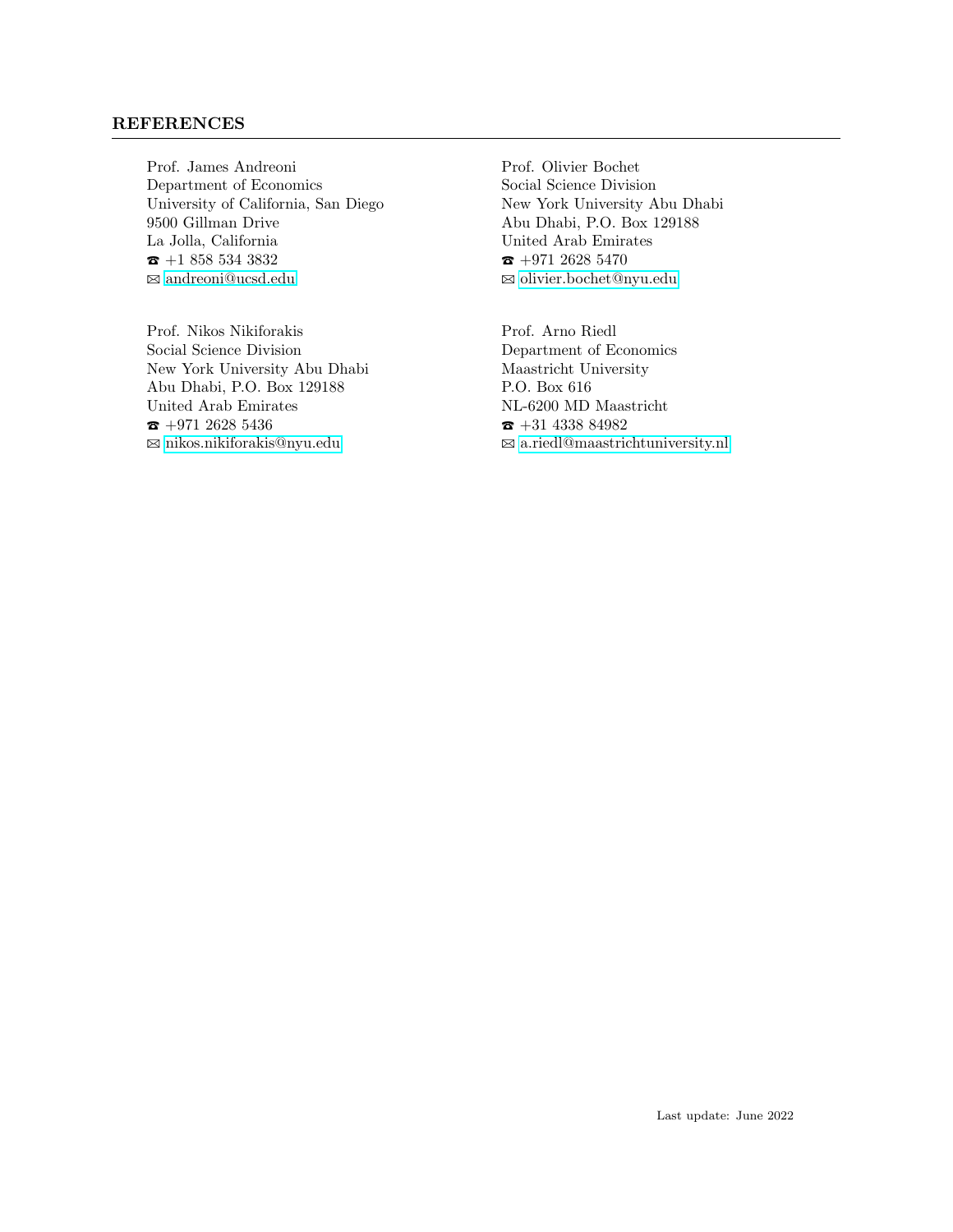## REFERENCES

Prof. James Andreoni
Department of Economics
University of California, San Diego
9500 Gillman Drive
La Jolla, California
☎ +1 858 534 3832
✉ andreoni@ucsd.edu

Prof. Olivier Bochet
Social Science Division
New York University Abu Dhabi
Abu Dhabi, P.O. Box 129188
United Arab Emirates
☎ +971 2628 5470
✉ olivier.bochet@nyu.edu

Prof. Nikos Nikiforakis
Social Science Division
New York University Abu Dhabi
Abu Dhabi, P.O. Box 129188
United Arab Emirates
☎ +971 2628 5436
✉ nikos.nikiforakis@nyu.edu

Prof. Arno Riedl
Department of Economics
Maastricht University
P.O. Box 616
NL-6200 MD Maastricht
☎ +31 4338 84982
✉ a.riedl@maastrichtuniversity.nl

Last update: June 2022